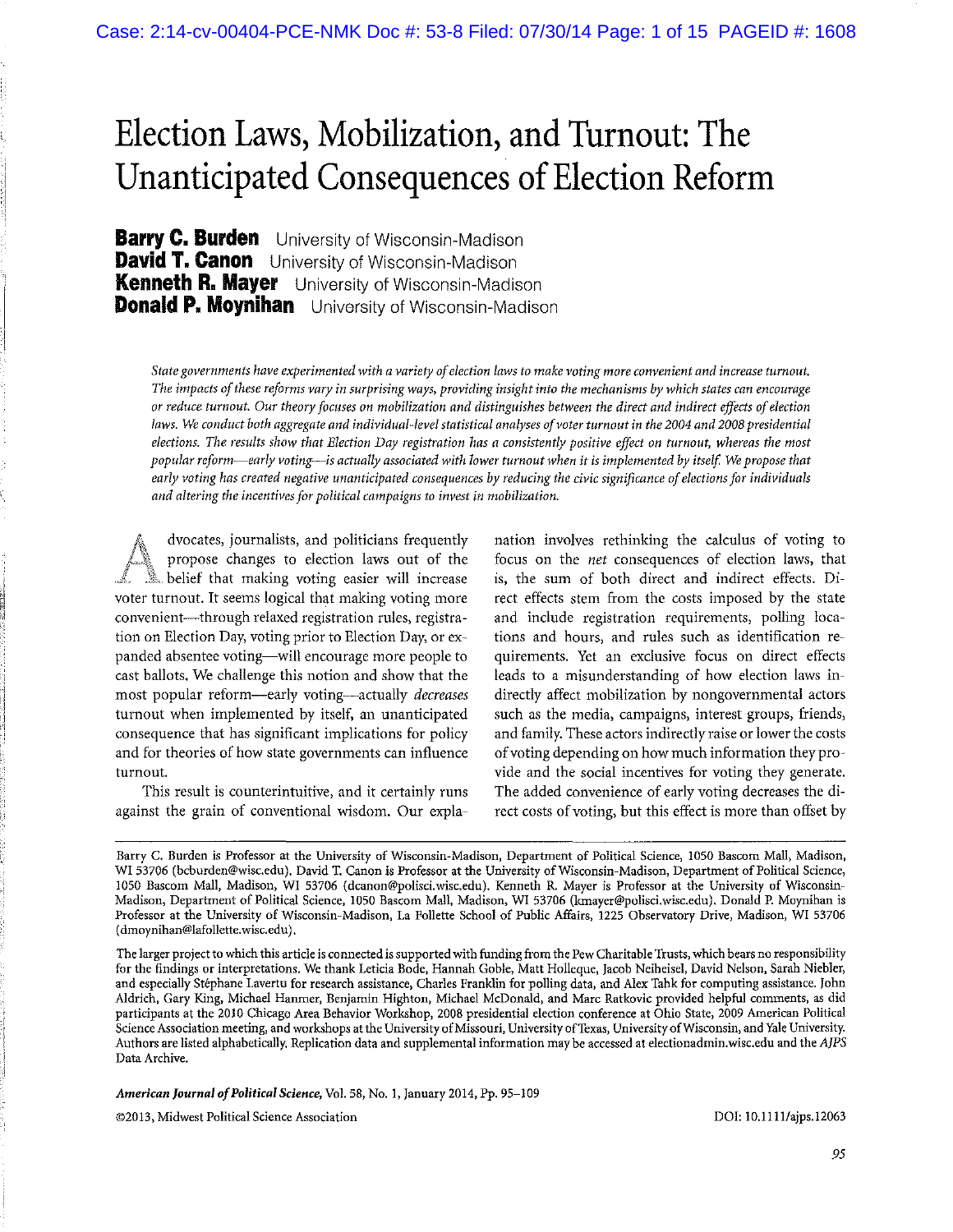# Election Laws, Mobilization, and Turnout: The Unanticipated Consequences of Election Reform

**Barry C. Burden** University of Wisconsin-Madison
**David T. Canon** University of Wisconsin-Madison
**Kenneth R. Mayer** University of Wisconsin-Madison
**Donald P. Moynihan** University of Wisconsin-Madison

*State governments have experimented with a variety of election laws to make voting more convenient and increase turnout. The impacts of these reforms vary in surprising ways, providing insight into the mechanisms by which states can encourage or reduce turnout. Our theory focuses on mobilization and distinguishes between the direct and indirect effects of election laws. We conduct both aggregate and individual-level statistical analyses of voter turnout in the 2004 and 2008 presidential elections. The results show that Election Day registration has a consistently positive effect on turnout, whereas the most popular reform—early voting—is actually associated with lower turnout when it is implemented by itself. We propose that early voting has created negative unanticipated consequences by reducing the civic significance of elections for individuals and altering the incentives for political campaigns to invest in mobilization.*

Advocates, journalists, and politicians frequently propose changes to election laws out of the belief that making voting easier will increase voter turnout. It seems logical that making voting more convenient—through relaxed registration rules, registration on Election Day, voting prior to Election Day, or expanded absentee voting—will encourage more people to cast ballots. We challenge this notion and show that the most popular reform—early voting—actually *decreases* turnout when implemented by itself, an unanticipated consequence that has significant implications for policy and for theories of how state governments can influence turnout.

This result is counterintuitive, and it certainly runs against the grain of conventional wisdom. Our explanation involves rethinking the calculus of voting to focus on the *net* consequences of election laws, that is, the sum of both direct and indirect effects. Direct effects stem from the costs imposed by the state and include registration requirements, polling locations and hours, and rules such as identification requirements. Yet an exclusive focus on direct effects leads to a misunderstanding of how election laws indirectly affect mobilization by nongovernmental actors such as the media, campaigns, interest groups, friends, and family. These actors indirectly raise or lower the costs of voting depending on how much information they provide and the social incentives for voting they generate. The added convenience of early voting decreases the direct costs of voting, but this effect is more than offset by

---

Barry C. Burden is Professor at the University of Wisconsin-Madison, Department of Political Science, 1050 Bascom Mall, Madison, WI 53706 (bcburden@wisc.edu). David T. Canon is Professor at the University of Wisconsin-Madison, Department of Political Science, 1050 Bascom Mall, Madison, WI 53706 (dcanon@polisci.wisc.edu). Kenneth R. Mayer is Professor at the University of Wisconsin-Madison, Department of Political Science, 1050 Bascom Mall, Madison, WI 53706 (kmayer@polisci.wisc.edu). Donald P. Moynihan is Professor at the University of Wisconsin-Madison, La Follette School of Public Affairs, 1225 Observatory Drive, Madison, WI 53706 (dmoynihan@lafollette.wisc.edu).

The larger project to which this article is connected is supported with funding from the Pew Charitable Trusts, which bears no responsibility for the findings or interpretations. We thank Leticia Bode, Hannah Goble, Matt Holleque, Jacob Neiheisel, David Nelson, Sarah Niebler, and especially Stéphane Lavertu for research assistance, Charles Franklin for polling data, and Alex Tahk for computing assistance. John Aldrich, Gary King, Michael Hanmer, Benjamin Highton, Michael McDonald, and Marc Ratkovic provided helpful comments, as did participants at the 2010 Chicago Area Behavior Workshop, 2008 presidential election conference at Ohio State, 2009 American Political Science Association meeting, and workshops at the University of Missouri, University of Texas, University of Wisconsin, and Yale University. Authors are listed alphabetically. Replication data and supplemental information may be accessed at electionadmin.wisc.edu and the *AJPS* Data Archive.

*American Journal of Political Science*, Vol. 58, No. 1, January 2014, Pp. 95–109

©2013, Midwest Political Science Association DOI: 10.1111/ajps.12063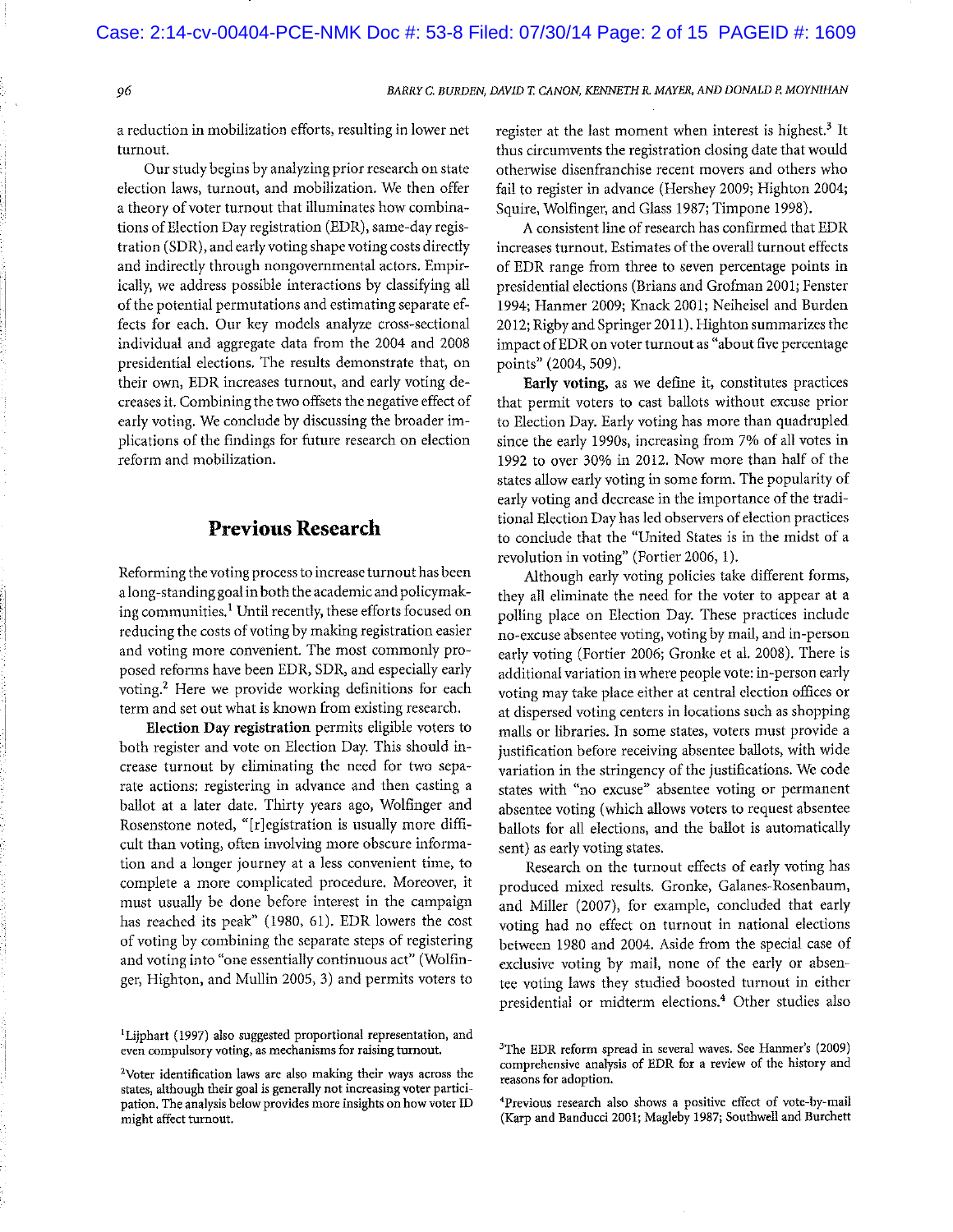a reduction in mobilization efforts, resulting in lower net turnout.

Our study begins by analyzing prior research on state election laws, turnout, and mobilization. We then offer a theory of voter turnout that illuminates how combinations of Election Day registration (EDR), same-day registration (SDR), and early voting shape voting costs directly and indirectly through nongovernmental actors. Empirically, we address possible interactions by classifying all of the potential permutations and estimating separate effects for each. Our key models analyze cross-sectional individual and aggregate data from the 2004 and 2008 presidential elections. The results demonstrate that, on their own, EDR increases turnout, and early voting decreases it. Combining the two offsets the negative effect of early voting. We conclude by discussing the broader implications of the findings for future research on election reform and mobilization.

## Previous Research

Reforming the voting process to increase turnout has been a long-standing goal in both the academic and policymaking communities.[1] Until recently, these efforts focused on reducing the costs of voting by making registration easier and voting more convenient. The most commonly proposed reforms have been EDR, SDR, and especially early voting.[2] Here we provide working definitions for each term and set out what is known from existing research.

**Election Day registration** permits eligible voters to both register and vote on Election Day. This should increase turnout by eliminating the need for two separate actions: registering in advance and then casting a ballot at a later date. Thirty years ago, Wolfinger and Rosenstone noted, "[r]egistration is usually more difficult than voting, often involving more obscure information and a longer journey at a less convenient time, to complete a more complicated procedure. Moreover, it must usually be done before interest in the campaign has reached its peak" (1980, 61). EDR lowers the cost of voting by combining the separate steps of registering and voting into "one essentially continuous act" (Wolfinger, Highton, and Mullin 2005, 3) and permits voters to register at the last moment when interest is highest.[3] It thus circumvents the registration closing date that would otherwise disenfranchise recent movers and others who fail to register in advance (Hershey 2009; Highton 2004; Squire, Wolfinger, and Glass 1987; Timpone 1998).

A consistent line of research has confirmed that EDR increases turnout. Estimates of the overall turnout effects of EDR range from three to seven percentage points in presidential elections (Brians and Grofman 2001; Fenster 1994; Hanmer 2009; Knack 2001; Neiheisel and Burden 2012; Rigby and Springer 2011). Highton summarizes the impact of EDR on voter turnout as "about five percentage points" (2004, 509).

**Early voting,** as we define it, constitutes practices that permit voters to cast ballots without excuse prior to Election Day. Early voting has more than quadrupled since the early 1990s, increasing from 7% of all votes in 1992 to over 30% in 2012. Now more than half of the states allow early voting in some form. The popularity of early voting and decrease in the importance of the traditional Election Day has led observers of election practices to conclude that the "United States is in the midst of a revolution in voting" (Fortier 2006, 1).

Although early voting policies take different forms, they all eliminate the need for the voter to appear at a polling place on Election Day. These practices include no-excuse absentee voting, voting by mail, and in-person early voting (Fortier 2006; Gronke et al. 2008). There is additional variation in where people vote: in-person early voting may take place either at central election offices or at dispersed voting centers in locations such as shopping malls or libraries. In some states, voters must provide a justification before receiving absentee ballots, with wide variation in the stringency of the justifications. We code states with "no excuse" absentee voting or permanent absentee voting (which allows voters to request absentee ballots for all elections, and the ballot is automatically sent) as early voting states.

Research on the turnout effects of early voting has produced mixed results. Gronke, Galanes-Rosenbaum, and Miller (2007), for example, concluded that early voting had no effect on turnout in national elections between 1980 and 2004. Aside from the special case of exclusive voting by mail, none of the early or absentee voting laws they studied boosted turnout in either presidential or midterm elections.[4] Other studies also

[1] Lijphart (1997) also suggested proportional representation, and even compulsory voting, as mechanisms for raising turnout.

[2] Voter identification laws are also making their ways across the states, although their goal is generally not increasing voter participation. The analysis below provides more insights on how voter ID might affect turnout.

[3] The EDR reform spread in several waves. See Hanmer's (2009) comprehensive analysis of EDR for a review of the history and reasons for adoption.

[4] Previous research also shows a positive effect of vote-by-mail (Karp and Banducci 2001; Magleby 1987; Southwell and Burchett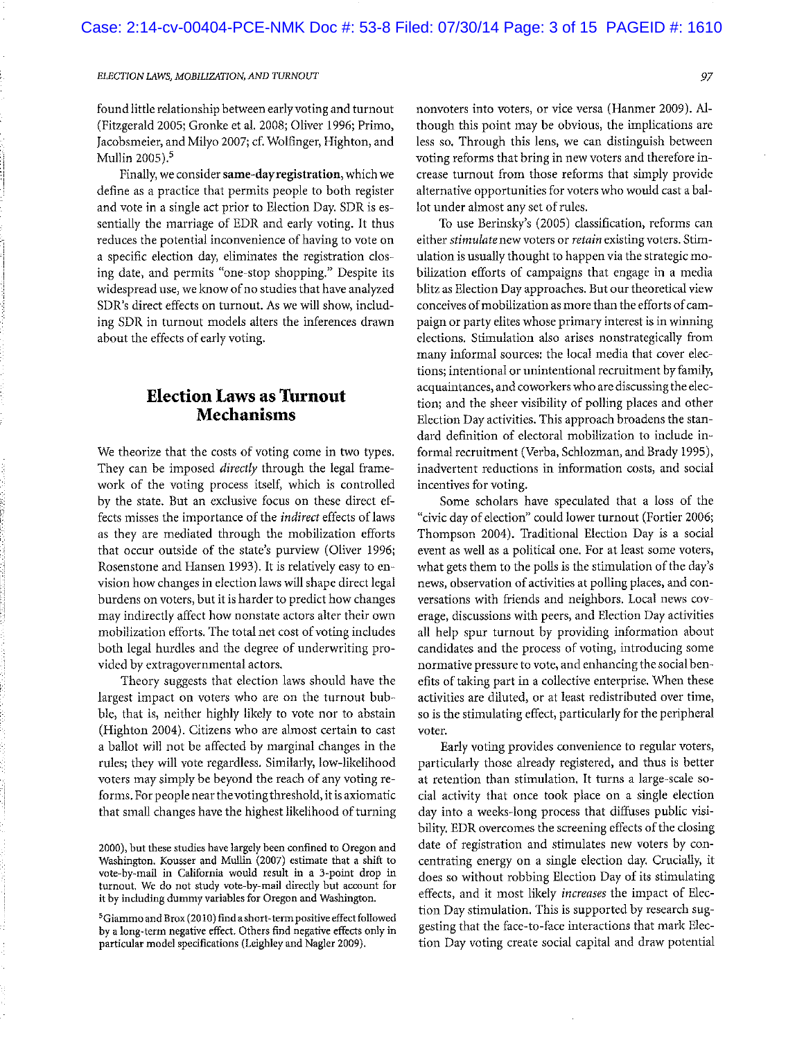found little relationship between early voting and turnout (Fitzgerald 2005; Gronke et al. 2008; Oliver 1996; Primo, Jacobsmeier, and Milyo 2007; cf. Wolfinger, Highton, and Mullin 2005).[5]

Finally, we consider **same-day registration**, which we define as a practice that permits people to both register and vote in a single act prior to Election Day. SDR is essentially the marriage of EDR and early voting. It thus reduces the potential inconvenience of having to vote on a specific election day, eliminates the registration closing date, and permits "one-stop shopping." Despite its widespread use, we know of no studies that have analyzed SDR's direct effects on turnout. As we will show, including SDR in turnout models alters the inferences drawn about the effects of early voting.

## Election Laws as Turnout Mechanisms

We theorize that the costs of voting come in two types. They can be imposed *directly* through the legal framework of the voting process itself, which is controlled by the state. But an exclusive focus on these direct effects misses the importance of the *indirect* effects of laws as they are mediated through the mobilization efforts that occur outside of the state's purview (Oliver 1996; Rosenstone and Hansen 1993). It is relatively easy to envision how changes in election laws will shape direct legal burdens on voters, but it is harder to predict how changes may indirectly affect how nonstate actors alter their own mobilization efforts. The total net cost of voting includes both legal hurdles and the degree of underwriting provided by extragovernmental actors.

Theory suggests that election laws should have the largest impact on voters who are on the turnout bubble, that is, neither highly likely to vote nor to abstain (Highton 2004). Citizens who are almost certain to cast a ballot will not be affected by marginal changes in the rules; they will vote regardless. Similarly, low-likelihood voters may simply be beyond the reach of any voting reforms. For people near the voting threshold, it is axiomatic that small changes have the highest likelihood of turning nonvoters into voters, or vice versa (Hanmer 2009). Although this point may be obvious, the implications are less so. Through this lens, we can distinguish between voting reforms that bring in new voters and therefore increase turnout from those reforms that simply provide alternative opportunities for voters who would cast a ballot under almost any set of rules.

To use Berinsky's (2005) classification, reforms can either *stimulate* new voters or *retain* existing voters. Stimulation is usually thought to happen via the strategic mobilization efforts of campaigns that engage in a media blitz as Election Day approaches. But our theoretical view conceives of mobilization as more than the efforts of campaign or party elites whose primary interest is in winning elections. Stimulation also arises nonstrategically from many informal sources: the local media that cover elections; intentional or unintentional recruitment by family, acquaintances, and coworkers who are discussing the election; and the sheer visibility of polling places and other Election Day activities. This approach broadens the standard definition of electoral mobilization to include informal recruitment (Verba, Schlozman, and Brady 1995), inadvertent reductions in information costs, and social incentives for voting.

Some scholars have speculated that a loss of the "civic day of election" could lower turnout (Fortier 2006; Thompson 2004). Traditional Election Day is a social event as well as a political one. For at least some voters, what gets them to the polls is the stimulation of the day's news, observation of activities at polling places, and conversations with friends and neighbors. Local news coverage, discussions with peers, and Election Day activities all help spur turnout by providing information about candidates and the process of voting, introducing some normative pressure to vote, and enhancing the social benefits of taking part in a collective enterprise. When these activities are diluted, or at least redistributed over time, so is the stimulating effect, particularly for the peripheral voter.

Early voting provides convenience to regular voters, particularly those already registered, and thus is better at retention than stimulation. It turns a large-scale social activity that once took place on a single election day into a weeks-long process that diffuses public visibility. EDR overcomes the screening effects of the closing date of registration and stimulates new voters by concentrating energy on a single election day. Crucially, it does so without robbing Election Day of its stimulating effects, and it most likely *increases* the impact of Election Day stimulation. This is supported by research suggesting that the face-to-face interactions that mark Election Day voting create social capital and draw potential

---

2000), but these studies have largely been confined to Oregon and Washington. Kousser and Mullin (2007) estimate that a shift to vote-by-mail in California would result in a 3-point drop in turnout. We do not study vote-by-mail directly but account for it by including dummy variables for Oregon and Washington.

[5] Giammo and Brox (2010) find a short-term positive effect followed by a long-term negative effect. Others find negative effects only in particular model specifications (Leighley and Nagler 2009).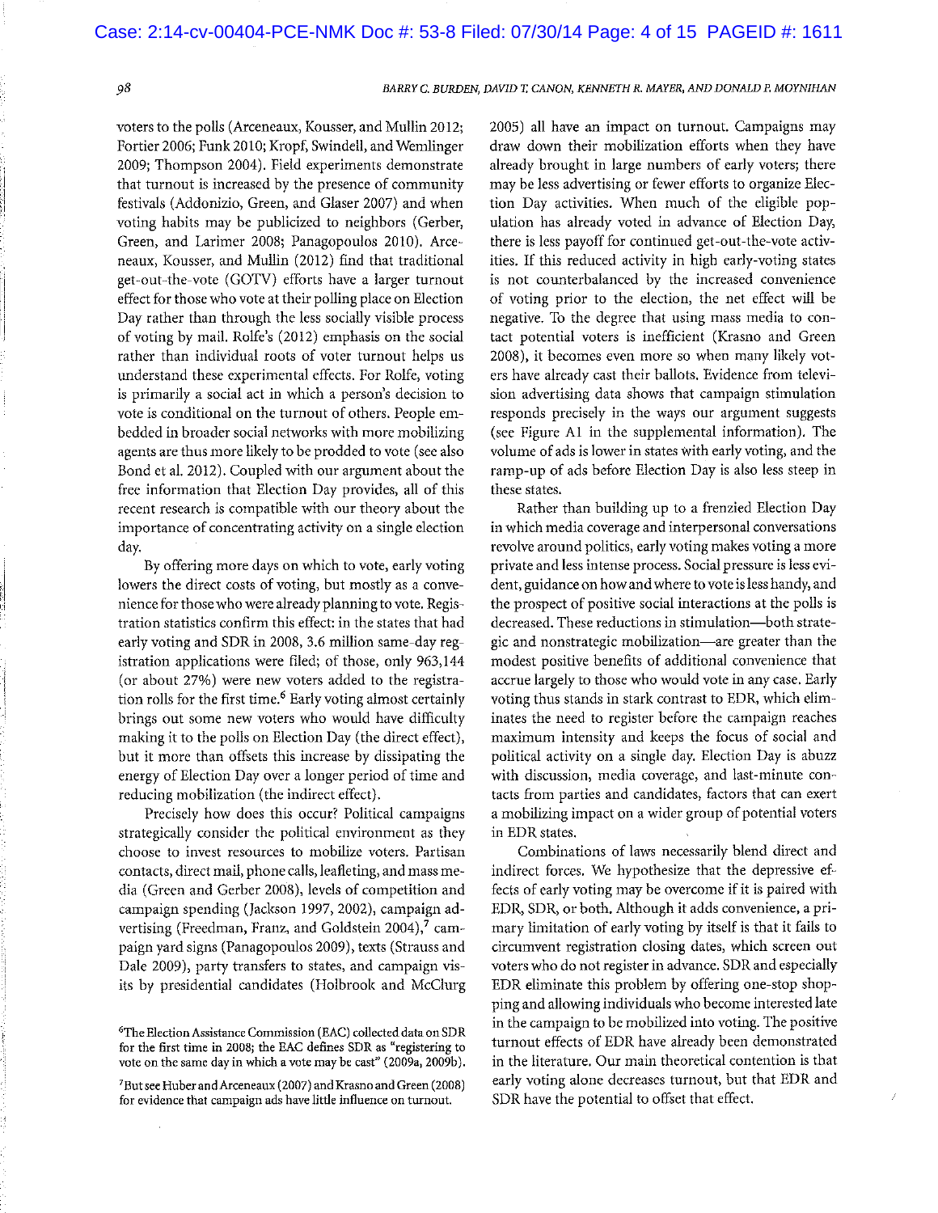voters to the polls (Arceneaux, Kousser, and Mullin 2012; Fortier 2006; Funk 2010; Kropf, Swindell, and Wemlinger 2009; Thompson 2004). Field experiments demonstrate that turnout is increased by the presence of community festivals (Addonizio, Green, and Glaser 2007) and when voting habits may be publicized to neighbors (Gerber, Green, and Larimer 2008; Panagopoulos 2010). Arceneaux, Kousser, and Mullin (2012) find that traditional get-out-the-vote (GOTV) efforts have a larger turnout effect for those who vote at their polling place on Election Day rather than through the less socially visible process of voting by mail. Rolfe's (2012) emphasis on the social rather than individual roots of voter turnout helps us understand these experimental effects. For Rolfe, voting is primarily a social act in which a person's decision to vote is conditional on the turnout of others. People embedded in broader social networks with more mobilizing agents are thus more likely to be prodded to vote (see also Bond et al. 2012). Coupled with our argument about the free information that Election Day provides, all of this recent research is compatible with our theory about the importance of concentrating activity on a single election day.

By offering more days on which to vote, early voting lowers the direct costs of voting, but mostly as a convenience for those who were already planning to vote. Registration statistics confirm this effect: in the states that had early voting and SDR in 2008, 3.6 million same-day registration applications were filed; of those, only 963,144 (or about 27%) were new voters added to the registration rolls for the first time.[6] Early voting almost certainly brings out some new voters who would have difficulty making it to the polls on Election Day (the direct effect), but it more than offsets this increase by dissipating the energy of Election Day over a longer period of time and reducing mobilization (the indirect effect).

Precisely how does this occur? Political campaigns strategically consider the political environment as they choose to invest resources to mobilize voters. Partisan contacts, direct mail, phone calls, leafleting, and mass media (Green and Gerber 2008), levels of competition and campaign spending (Jackson 1997, 2002), campaign advertising (Freedman, Franz, and Goldstein 2004),[7] campaign yard signs (Panagopoulos 2009), texts (Strauss and Dale 2009), party transfers to states, and campaign visits by presidential candidates (Holbrook and McClurg 2005) all have an impact on turnout. Campaigns may draw down their mobilization efforts when they have already brought in large numbers of early voters; there may be less advertising or fewer efforts to organize Election Day activities. When much of the eligible population has already voted in advance of Election Day, there is less payoff for continued get-out-the-vote activities. If this reduced activity in high early-voting states is not counterbalanced by the increased convenience of voting prior to the election, the net effect will be negative. To the degree that using mass media to contact potential voters is inefficient (Krasno and Green 2008), it becomes even more so when many likely voters have already cast their ballots. Evidence from television advertising data shows that campaign stimulation responds precisely in the ways our argument suggests (see Figure A1 in the supplemental information). The volume of ads is lower in states with early voting, and the ramp-up of ads before Election Day is also less steep in these states.

Rather than building up to a frenzied Election Day in which media coverage and interpersonal conversations revolve around politics, early voting makes voting a more private and less intense process. Social pressure is less evident, guidance on how and where to vote is less handy, and the prospect of positive social interactions at the polls is decreased. These reductions in stimulation—both strategic and nonstrategic mobilization—are greater than the modest positive benefits of additional convenience that accrue largely to those who would vote in any case. Early voting thus stands in stark contrast to EDR, which eliminates the need to register before the campaign reaches maximum intensity and keeps the focus of social and political activity on a single day. Election Day is abuzz with discussion, media coverage, and last-minute contacts from parties and candidates, factors that can exert a mobilizing impact on a wider group of potential voters in EDR states.

Combinations of laws necessarily blend direct and indirect forces. We hypothesize that the depressive effects of early voting may be overcome if it is paired with EDR, SDR, or both. Although it adds convenience, a primary limitation of early voting by itself is that it fails to circumvent registration closing dates, which screen out voters who do not register in advance. SDR and especially EDR eliminate this problem by offering one-stop shopping and allowing individuals who become interested late in the campaign to be mobilized into voting. The positive turnout effects of EDR have already been demonstrated in the literature. Our main theoretical contention is that early voting alone decreases turnout, but that EDR and SDR have the potential to offset that effect.

[6] The Election Assistance Commission (EAC) collected data on SDR for the first time in 2008; the EAC defines SDR as "registering to vote on the same day in which a vote may be cast" (2009a, 2009b).

[7] But see Huber and Arceneaux (2007) and Krasno and Green (2008) for evidence that campaign ads have little influence on turnout.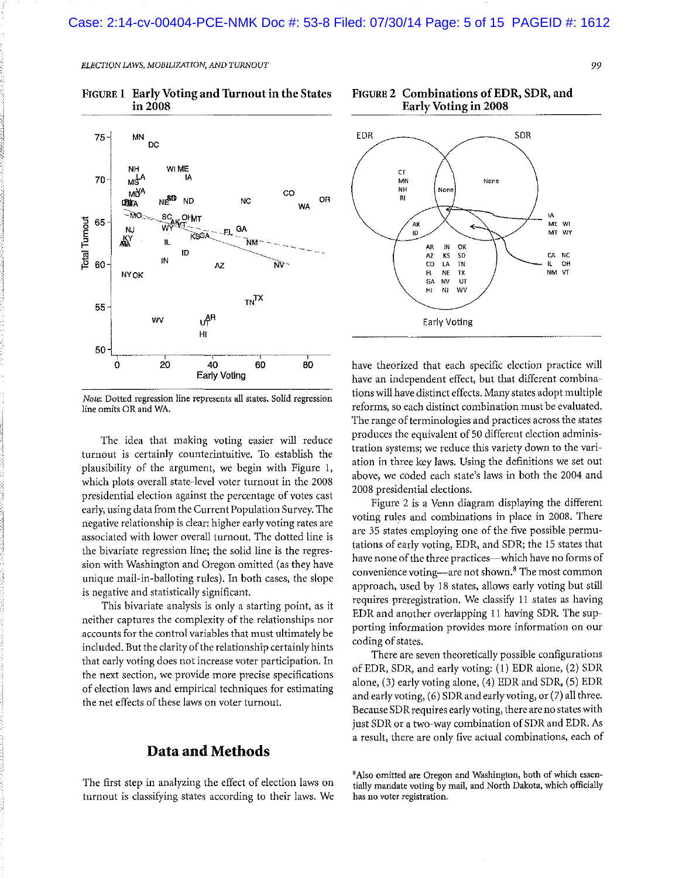**FIGURE 1 Early Voting and Turnout in the States in 2008**

*Note:* Dotted regression line represents all states. Solid regression line omits OR and WA.

**FIGURE 2 Combinations of EDR, SDR, and Early Voting in 2008**

The idea that making voting easier will reduce turnout is certainly counterintuitive. To establish the plausibility of the argument, we begin with Figure 1, which plots overall state-level voter turnout in the 2008 presidential election against the percentage of votes cast early, using data from the Current Population Survey. The negative relationship is clear: higher early voting rates are associated with lower overall turnout. The dotted line is the bivariate regression line; the solid line is the regression with Washington and Oregon omitted (as they have unique mail-in-balloting rules). In both cases, the slope is negative and statistically significant.

This bivariate analysis is only a starting point, as it neither captures the complexity of the relationships nor accounts for the control variables that must ultimately be included. But the clarity of the relationship certainly hints that early voting does not increase voter participation. In the next section, we provide more precise specifications of election laws and empirical techniques for estimating the net effects of these laws on voter turnout.

## Data and Methods

The first step in analyzing the effect of election laws on turnout is classifying states according to their laws. We have theorized that each specific election practice will have an independent effect, but that different combinations will have distinct effects. Many states adopt multiple reforms, so each distinct combination must be evaluated. The range of terminologies and practices across the states produces the equivalent of 50 different election administration systems; we reduce this variety down to the variation in three key laws. Using the definitions we set out above, we coded each state's laws in both the 2004 and 2008 presidential elections.

Figure 2 is a Venn diagram displaying the different voting rules and combinations in place in 2008. There are 35 states employing one of the five possible permutations of early voting, EDR, and SDR; the 15 states that have none of the three practices—which have no forms of convenience voting—are not shown.[8] The most common approach, used by 18 states, allows early voting but still requires preregistration. We classify 11 states as having EDR and another overlapping 11 having SDR. The supporting information provides more information on our coding of states.

There are seven theoretically possible configurations of EDR, SDR, and early voting: (1) EDR alone, (2) SDR alone, (3) early voting alone, (4) EDR and SDR, (5) EDR and early voting, (6) SDR and early voting, or (7) all three. Because SDR requires early voting, there are no states with just SDR or a two-way combination of SDR and EDR. As a result, there are only five actual combinations, each of

[8]Also omitted are Oregon and Washington, both of which essentially mandate voting by mail, and North Dakota, which officially has no voter registration.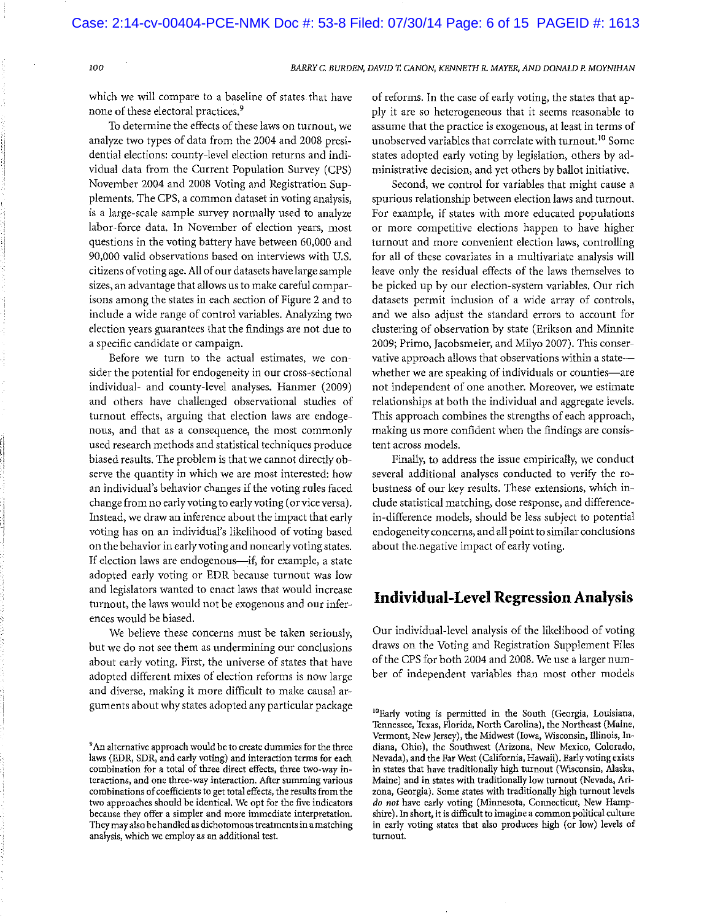which we will compare to a baseline of states that have none of these electoral practices.[9]

To determine the effects of these laws on turnout, we analyze two types of data from the 2004 and 2008 presidential elections: county-level election returns and individual data from the Current Population Survey (CPS) November 2004 and 2008 Voting and Registration Supplements. The CPS, a common dataset in voting analysis, is a large-scale sample survey normally used to analyze labor-force data. In November of election years, most questions in the voting battery have between 60,000 and 90,000 valid observations based on interviews with U.S. citizens of voting age. All of our datasets have large sample sizes, an advantage that allows us to make careful comparisons among the states in each section of Figure 2 and to include a wide range of control variables. Analyzing two election years guarantees that the findings are not due to a specific candidate or campaign.

Before we turn to the actual estimates, we consider the potential for endogeneity in our cross-sectional individual- and county-level analyses. Hanmer (2009) and others have challenged observational studies of turnout effects, arguing that election laws are endogenous, and that as a consequence, the most commonly used research methods and statistical techniques produce biased results. The problem is that we cannot directly observe the quantity in which we are most interested: how an individual's behavior changes if the voting rules faced change from no early voting to early voting (or vice versa). Instead, we draw an inference about the impact that early voting has on an individual's likelihood of voting based on the behavior in early voting and nonearly voting states. If election laws are endogenous—if, for example, a state adopted early voting or EDR because turnout was low and legislators wanted to enact laws that would increase turnout, the laws would not be exogenous and our inferences would be biased.

We believe these concerns must be taken seriously, but we do not see them as undermining our conclusions about early voting. First, the universe of states that have adopted different mixes of election reforms is now large and diverse, making it more difficult to make causal arguments about why states adopted any particular package of reforms. In the case of early voting, the states that apply it are so heterogeneous that it seems reasonable to assume that the practice is exogenous, at least in terms of unobserved variables that correlate with turnout.[10] Some states adopted early voting by legislation, others by administrative decision, and yet others by ballot initiative.

Second, we control for variables that might cause a spurious relationship between election laws and turnout. For example, if states with more educated populations or more competitive elections happen to have higher turnout and more convenient election laws, controlling for all of these covariates in a multivariate analysis will leave only the residual effects of the laws themselves to be picked up by our election-system variables. Our rich datasets permit inclusion of a wide array of controls, and we also adjust the standard errors to account for clustering of observation by state (Erikson and Minnite 2009; Primo, Jacobsmeier, and Milyo 2007). This conservative approach allows that observations within a state—whether we are speaking of individuals or counties—are not independent of one another. Moreover, we estimate relationships at both the individual and aggregate levels. This approach combines the strengths of each approach, making us more confident when the findings are consistent across models.

Finally, to address the issue empirically, we conduct several additional analyses conducted to verify the robustness of our key results. These extensions, which include statistical matching, dose response, and difference-in-difference models, should be less subject to potential endogeneity concerns, and all point to similar conclusions about the negative impact of early voting.

## Individual-Level Regression Analysis

Our individual-level analysis of the likelihood of voting draws on the Voting and Registration Supplement Files of the CPS for both 2004 and 2008. We use a larger number of independent variables than most other models

[9]An alternative approach would be to create dummies for the three laws (EDR, SDR, and early voting) and interaction terms for each combination for a total of three direct effects, three two-way interactions, and one three-way interaction. After summing various combinations of coefficients to get total effects, the results from the two approaches should be identical. We opt for the five indicators because they offer a simpler and more immediate interpretation. They may also be handled as dichotomous treatments in a matching analysis, which we employ as an additional test.

[10]Early voting is permitted in the South (Georgia, Louisiana, Tennessee, Texas, Florida, North Carolina), the Northeast (Maine, Vermont, New Jersey), the Midwest (Iowa, Wisconsin, Illinois, Indiana, Ohio), the Southwest (Arizona, New Mexico, Colorado, Nevada), and the Far West (California, Hawaii). Early voting exists in states that have traditionally high turnout (Wisconsin, Alaska, Maine) and in states with traditionally low turnout (Nevada, Arizona, Georgia). Some states with traditionally high turnout levels *do not* have early voting (Minnesota, Connecticut, New Hampshire). In short, it is difficult to imagine a common political culture in early voting states that also produces high (or low) levels of turnout.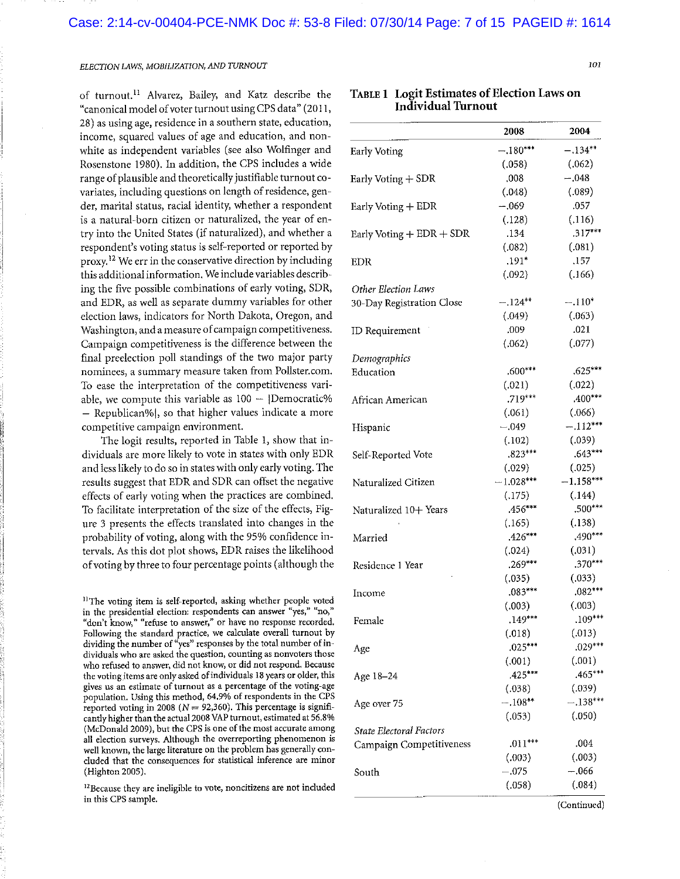of turnout.[11] Alvarez, Bailey, and Katz describe the "canonical model of voter turnout using CPS data" (2011, 28) as using age, residence in a southern state, education, income, squared values of age and education, and nonwhite as independent variables (see also Wolfinger and Rosenstone 1980). In addition, the CPS includes a wide range of plausible and theoretically justifiable turnout covariates, including questions on length of residence, gender, marital status, racial identity, whether a respondent is a natural-born citizen or naturalized, the year of entry into the United States (if naturalized), and whether a respondent's voting status is self-reported or reported by proxy.[12] We err in the conservative direction by including this additional information. We include variables describing the five possible combinations of early voting, SDR, and EDR, as well as separate dummy variables for other election laws, indicators for North Dakota, Oregon, and Washington, and a measure of campaign competitiveness. Campaign competitiveness is the difference between the final preelection poll standings of the two major party nominees, a summary measure taken from Pollster.com. To ease the interpretation of the competitiveness variable, we compute this variable as 100 − |Democratic% − Republican%|, so that higher values indicate a more competitive campaign environment.

The logit results, reported in Table 1, show that individuals are more likely to vote in states with only EDR and less likely to do so in states with only early voting. The results suggest that EDR and SDR can offset the negative effects of early voting when the practices are combined. To facilitate interpretation of the size of the effects, Figure 3 presents the effects translated into changes in the probability of voting, along with the 95% confidence intervals. As this dot plot shows, EDR raises the likelihood of voting by three to four percentage points (although the

**TABLE 1 Logit Estimates of Election Laws on Individual Turnout**

| | 2008 | 2004 |
|---|---|---|
| Early Voting | −.180*** | −.134** |
| | (.058) | (.062) |
| Early Voting + SDR | .008 | −.048 |
| | (.048) | (.089) |
| Early Voting + EDR | −.069 | .057 |
| | (.128) | (.116) |
| Early Voting + EDR + SDR | .134 | .317*** |
| | (.082) | (.081) |
| EDR | .191* | .157 |
| | (.092) | (.166) |
| *Other Election Laws* | | |
| 30-Day Registration Close | −.124** | −.110* |
| | (.049) | (.063) |
| ID Requirement | .009 | .021 |
| | (.062) | (.077) |
| *Demographics* | | |
| Education | .600*** | .625*** |
| | (.021) | (.022) |
| African American | .719*** | .400*** |
| | (.061) | (.066) |
| Hispanic | −.049 | −.112*** |
| | (.102) | (.039) |
| Self-Reported Vote | .823*** | .643*** |
| | (.029) | (.025) |
| Naturalized Citizen | −1.028*** | −1.158*** |
| | (.175) | (.144) |
| Naturalized 10+ Years | .456*** | .500*** |
| | (.165) | (.138) |
| Married | .426*** | .490*** |
| | (.024) | (.031) |
| Residence 1 Year | .269*** | .370*** |
| | (.035) | (.033) |
| Income | .083*** | .082*** |
| | (.003) | (.003) |
| Female | .149*** | .109*** |
| | (.018) | (.013) |
| Age | .025*** | .029*** |
| | (.001) | (.001) |
| Age 18–24 | .425*** | .465*** |
| | (.038) | (.039) |
| Age over 75 | −.108** | −.138*** |
| | (.053) | (.050) |
| *State Electoral Factors* | | |
| Campaign Competitiveness | .011*** | .004 |
| | (.003) | (.003) |
| South | −.075 | −.066 |
| | (.058) | (.084) |

(Continued)

[11] The voting item is self-reported, asking whether people voted in the presidential election: respondents can answer "yes," "no," "don't know," "refuse to answer," or have no response recorded. Following the standard practice, we calculate overall turnout by dividing the number of "yes" responses by the total number of individuals who are asked the question, counting as nonvoters those who refused to answer, did not know, or did not respond. Because the voting items are only asked of individuals 18 years or older, this gives us an estimate of turnout as a percentage of the voting-age population. Using this method, 64.9% of respondents in the CPS reported voting in 2008 ($N = 92{,}360$). This percentage is significantly higher than the actual 2008 VAP turnout, estimated at 56.8% (McDonald 2009), but the CPS is one of the most accurate among all election surveys. Although the overreporting phenomenon is well known, the large literature on the problem has generally concluded that the consequences for statistical inference are minor (Highton 2005).

[12] Because they are ineligible to vote, noncitizens are not included in this CPS sample.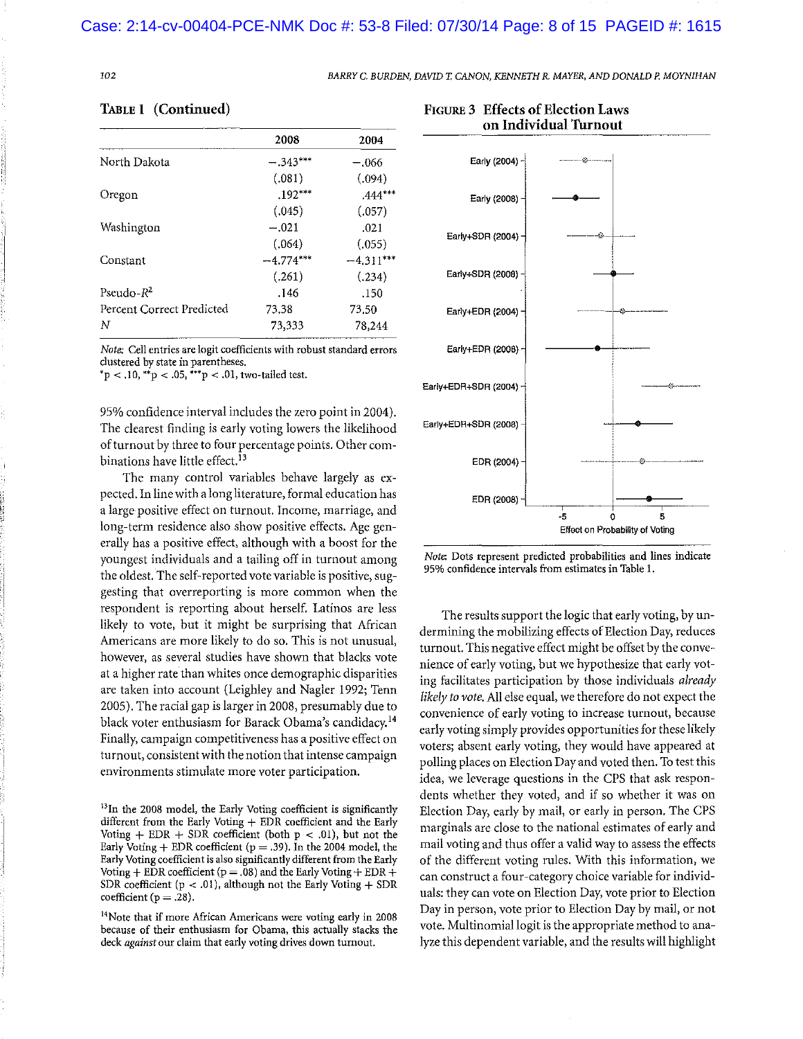**Table 1 (Continued)**

| | 2008 | 2004 |
|---|---|---|
| North Dakota | −.343*** | −.066 |
| | (.081) | (.094) |
| Oregon | .192*** | .444*** |
| | (.045) | (.057) |
| Washington | −.021 | .021 |
| | (.064) | (.055) |
| Constant | −4.774*** | −4.311*** |
| | (.261) | (.234) |
| Pseudo-$R^2$ | .146 | .150 |
| Percent Correct Predicted | 73.38 | 73.50 |
| $N$ | 73,333 | 78,244 |

*Note:* Cell entries are logit coefficients with robust standard errors clustered by state in parentheses.
*p < .10, **p < .05, ***p < .01, two-tailed test.

95% confidence interval includes the zero point in 2004). The clearest finding is early voting lowers the likelihood of turnout by three to four percentage points. Other combinations have little effect.[13]

The many control variables behave largely as expected. In line with a long literature, formal education has a large positive effect on turnout. Income, marriage, and long-term residence also show positive effects. Age generally has a positive effect, although with a boost for the youngest individuals and a tailing off in turnout among the oldest. The self-reported vote variable is positive, suggesting that overreporting is more common when the respondent is reporting about herself. Latinos are less likely to vote, but it might be surprising that African Americans are more likely to do so. This is not unusual, however, as several studies have shown that blacks vote at a higher rate than whites once demographic disparities are taken into account (Leighley and Nagler 1992; Tenn 2005). The racial gap is larger in 2008, presumably due to black voter enthusiasm for Barack Obama's candidacy.[14] Finally, campaign competitiveness has a positive effect on turnout, consistent with the notion that intense campaign environments stimulate more voter participation.

**Figure 3 Effects of Election Laws on Individual Turnout**

*Note:* Dots represent predicted probabilities and lines indicate 95% confidence intervals from estimates in Table 1.

The results support the logic that early voting, by undermining the mobilizing effects of Election Day, reduces turnout. This negative effect might be offset by the convenience of early voting, but we hypothesize that early voting facilitates participation by those individuals *already likely to vote*. All else equal, we therefore do not expect the convenience of early voting to increase turnout, because early voting simply provides opportunities for these likely voters; absent early voting, they would have appeared at polling places on Election Day and voted then. To test this idea, we leverage questions in the CPS that ask respondents whether they voted, and if so whether it was on Election Day, early by mail, or early in person. The CPS marginals are close to the national estimates of early and mail voting and thus offer a valid way to assess the effects of the different voting rules. With this information, we can construct a four-category choice variable for individuals: they can vote on Election Day, vote prior to Election Day in person, vote prior to Election Day by mail, or not vote. Multinomial logit is the appropriate method to analyze this dependent variable, and the results will highlight

[13] In the 2008 model, the Early Voting coefficient is significantly different from the Early Voting + EDR + SDR coefficient and the Early Voting + EDR + SDR coefficient (both p < .01), but not the Early Voting + EDR coefficient (p = .39). In the 2004 model, the Early Voting coefficient is also significantly different from the Early Voting + EDR coefficient (p = .08) and the Early Voting + EDR + SDR coefficient (p < .01), although not the Early Voting + SDR coefficient (p = .28).

[14] Note that if more African Americans were voting early in 2008 because of their enthusiasm for Obama, this actually stacks the deck *against* our claim that early voting drives down turnout.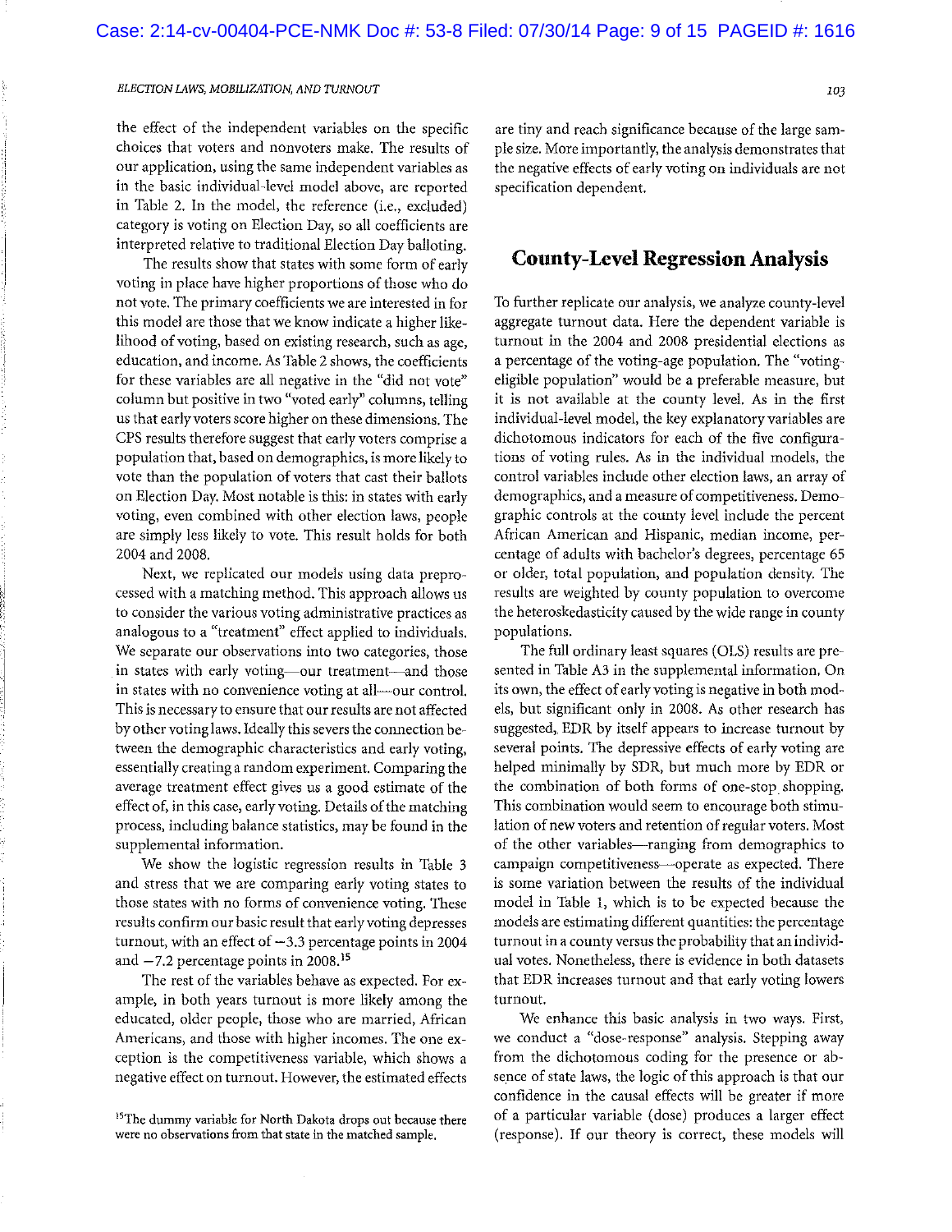the effect of the independent variables on the specific choices that voters and nonvoters make. The results of our application, using the same independent variables as in the basic individual-level model above, are reported in Table 2. In the model, the reference (i.e., excluded) category is voting on Election Day, so all coefficients are interpreted relative to traditional Election Day balloting.

The results show that states with some form of early voting in place have higher proportions of those who do not vote. The primary coefficients we are interested in for this model are those that we know indicate a higher likelihood of voting, based on existing research, such as age, education, and income. As Table 2 shows, the coefficients for these variables are all negative in the "did not vote" column but positive in two "voted early" columns, telling us that early voters score higher on these dimensions. The CPS results therefore suggest that early voters comprise a population that, based on demographics, is more likely to vote than the population of voters that cast their ballots on Election Day. Most notable is this: in states with early voting, even combined with other election laws, people are simply less likely to vote. This result holds for both 2004 and 2008.

Next, we replicated our models using data preprocessed with a matching method. This approach allows us to consider the various voting administrative practices as analogous to a "treatment" effect applied to individuals. We separate our observations into two categories, those in states with early voting—our treatment—and those in states with no convenience voting at all—our control. This is necessary to ensure that our results are not affected by other voting laws. Ideally this severs the connection between the demographic characteristics and early voting, essentially creating a random experiment. Comparing the average treatment effect gives us a good estimate of the effect of, in this case, early voting. Details of the matching process, including balance statistics, may be found in the supplemental information.

We show the logistic regression results in Table 3 and stress that we are comparing early voting states to those states with no forms of convenience voting. These results confirm our basic result that early voting depresses turnout, with an effect of −3.3 percentage points in 2004 and −7.2 percentage points in 2008.[15]

The rest of the variables behave as expected. For example, in both years turnout is more likely among the educated, older people, those who are married, African Americans, and those with higher incomes. The one exception is the competitiveness variable, which shows a negative effect on turnout. However, the estimated effects are tiny and reach significance because of the large sample size. More importantly, the analysis demonstrates that the negative effects of early voting on individuals are not specification dependent.

## County-Level Regression Analysis

To further replicate our analysis, we analyze county-level aggregate turnout data. Here the dependent variable is turnout in the 2004 and 2008 presidential elections as a percentage of the voting-age population. The "voting-eligible population" would be a preferable measure, but it is not available at the county level. As in the first individual-level model, the key explanatory variables are dichotomous indicators for each of the five configurations of voting rules. As in the individual models, the control variables include other election laws, an array of demographics, and a measure of competitiveness. Demographic controls at the county level include the percent African American and Hispanic, median income, percentage of adults with bachelor's degrees, percentage 65 or older, total population, and population density. The results are weighted by county population to overcome the heteroskedasticity caused by the wide range in county populations.

The full ordinary least squares (OLS) results are presented in Table A3 in the supplemental information. On its own, the effect of early voting is negative in both models, but significant only in 2008. As other research has suggested, EDR by itself appears to increase turnout by several points. The depressive effects of early voting are helped minimally by SDR, but much more by EDR or the combination of both forms of one-stop shopping. This combination would seem to encourage both stimulation of new voters and retention of regular voters. Most of the other variables—ranging from demographics to campaign competitiveness—operate as expected. There is some variation between the results of the individual model in Table 1, which is to be expected because the models are estimating different quantities: the percentage turnout in a county versus the probability that an individual votes. Nonetheless, there is evidence in both datasets that EDR increases turnout and that early voting lowers turnout.

We enhance this basic analysis in two ways. First, we conduct a "dose-response" analysis. Stepping away from the dichotomous coding for the presence or absence of state laws, the logic of this approach is that our confidence in the causal effects will be greater if more of a particular variable (dose) produces a larger effect (response). If our theory is correct, these models will

[15]The dummy variable for North Dakota drops out because there were no observations from that state in the matched sample.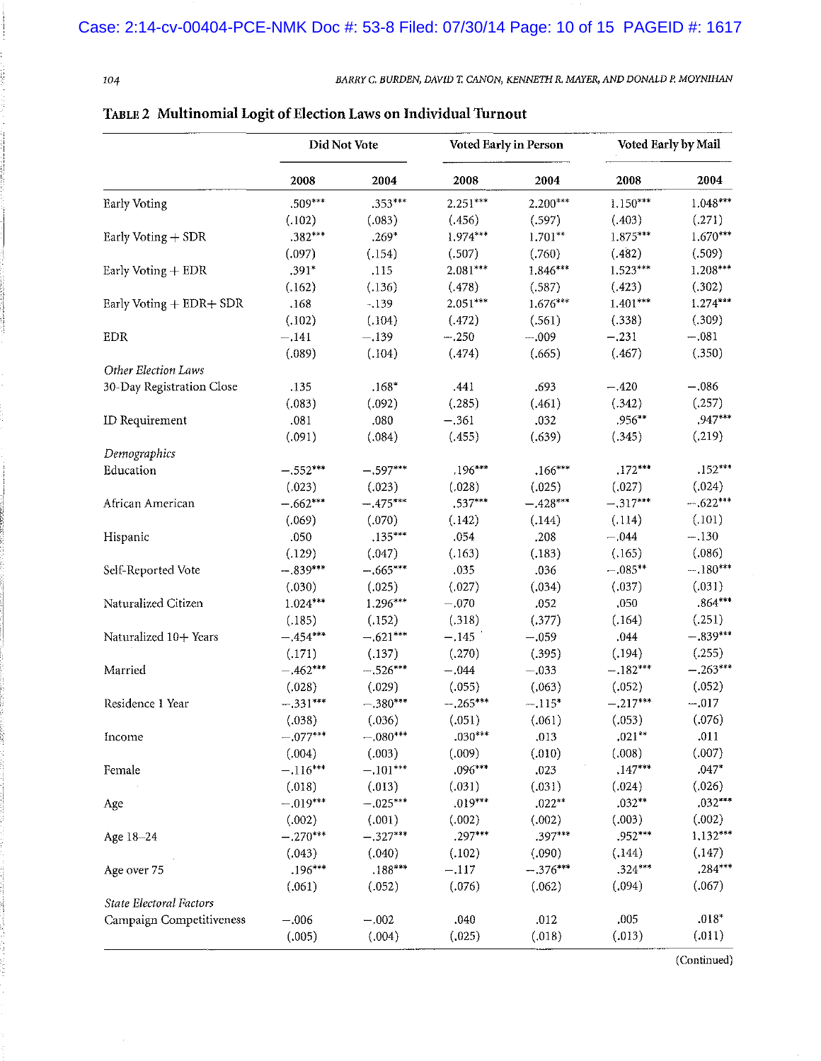**Table 2 Multinomial Logit of Election Laws on Individual Turnout**

| | Did Not Vote | | Voted Early in Person | | Voted Early by Mail | |
|---|---|---|---|---|---|---|
| | 2008 | 2004 | 2008 | 2004 | 2008 | 2004 |
| Early Voting | .509*** | .353*** | 2.251*** | 2.200*** | 1.150*** | 1.048*** |
| | (.102) | (.083) | (.456) | (.597) | (.403) | (.271) |
| Early Voting + SDR | .382*** | .269* | 1.974*** | 1.701** | 1.875*** | 1.670*** |
| | (.097) | (.154) | (.507) | (.760) | (.482) | (.509) |
| Early Voting + EDR | .391* | .115 | 2.081*** | 1.846*** | 1.523*** | 1.208*** |
| | (.162) | (.136) | (.478) | (.587) | (.423) | (.302) |
| Early Voting + EDR+ SDR | .168 | −.139 | 2.051*** | 1.676*** | 1.401*** | 1.274*** |
| | (.102) | (.104) | (.472) | (.561) | (.338) | (.309) |
| EDR | −.141 | −.139 | −.250 | −.009 | −.231 | −.081 |
| | (.089) | (.104) | (.474) | (.665) | (.467) | (.350) |
| *Other Election Laws* | | | | | | |
| 30-Day Registration Close | .135 | .168* | .441 | .693 | −.420 | −.086 |
| | (.083) | (.092) | (.285) | (.461) | (.342) | (.257) |
| ID Requirement | .081 | .080 | −.361 | .032 | .956** | .947*** |
| | (.091) | (.084) | (.455) | (.639) | (.345) | (.219) |
| *Demographics* | | | | | | |
| Education | −.552*** | −.597*** | .196*** | .166*** | .172*** | .152*** |
| | (.023) | (.023) | (.028) | (.025) | (.027) | (.024) |
| African American | −.662*** | −.475*** | .537*** | −.428*** | −.317*** | −.622*** |
| | (.069) | (.070) | (.142) | (.144) | (.114) | (.101) |
| Hispanic | .050 | .135*** | .054 | .208 | −.044 | −.130 |
| | (.129) | (.047) | (.163) | (.183) | (.165) | (.086) |
| Self-Reported Vote | −.839*** | −.665*** | .035 | .036 | −.085** | −.180*** |
| | (.030) | (.025) | (.027) | (.034) | (.037) | (.031) |
| Naturalized Citizen | 1.024*** | 1.296*** | −.070 | .052 | .050 | .864*** |
| | (.185) | (.152) | (.318) | (.377) | (.164) | (.251) |
| Naturalized 10+ Years | −.454*** | −.621*** | −.145 | −.059 | .044 | −.839*** |
| | (.171) | (.137) | (.270) | (.395) | (.194) | (.255) |
| Married | −.462*** | −.526*** | −.044 | −.033 | −.182*** | −.263*** |
| | (.028) | (.029) | (.055) | (.063) | (.052) | (.052) |
| Residence 1 Year | −.331*** | −.380*** | −.265*** | −.115* | −.217*** | −.017 |
| | (.038) | (.036) | (.051) | (.061) | (.053) | (.076) |
| Income | −.077*** | −.080*** | .030*** | .013 | .021** | .011 |
| | (.004) | (.003) | (.009) | (.010) | (.008) | (.007) |
| Female | −.116*** | −.101*** | .096*** | .023 | .147*** | .047* |
| | (.018) | (.013) | (.031) | (.031) | (.024) | (.026) |
| Age | −.019*** | −.025*** | .019*** | .022** | .032** | .032*** |
| | (.002) | (.001) | (.002) | (.002) | (.003) | (.002) |
| Age 18–24 | −.270*** | −.327*** | .297*** | .397*** | .952*** | 1.132*** |
| | (.043) | (.040) | (.102) | (.090) | (.144) | (.147) |
| Age over 75 | .196*** | .188*** | −.117 | −.376*** | .324*** | .284*** |
| | (.061) | (.052) | (.076) | (.062) | (.094) | (.067) |
| *State Electoral Factors* | | | | | | |
| Campaign Competitiveness | −.006 | −.002 | .040 | .012 | .005 | .018* |
| | (.005) | (.004) | (.025) | (.018) | (.013) | (.011) |

(Continued)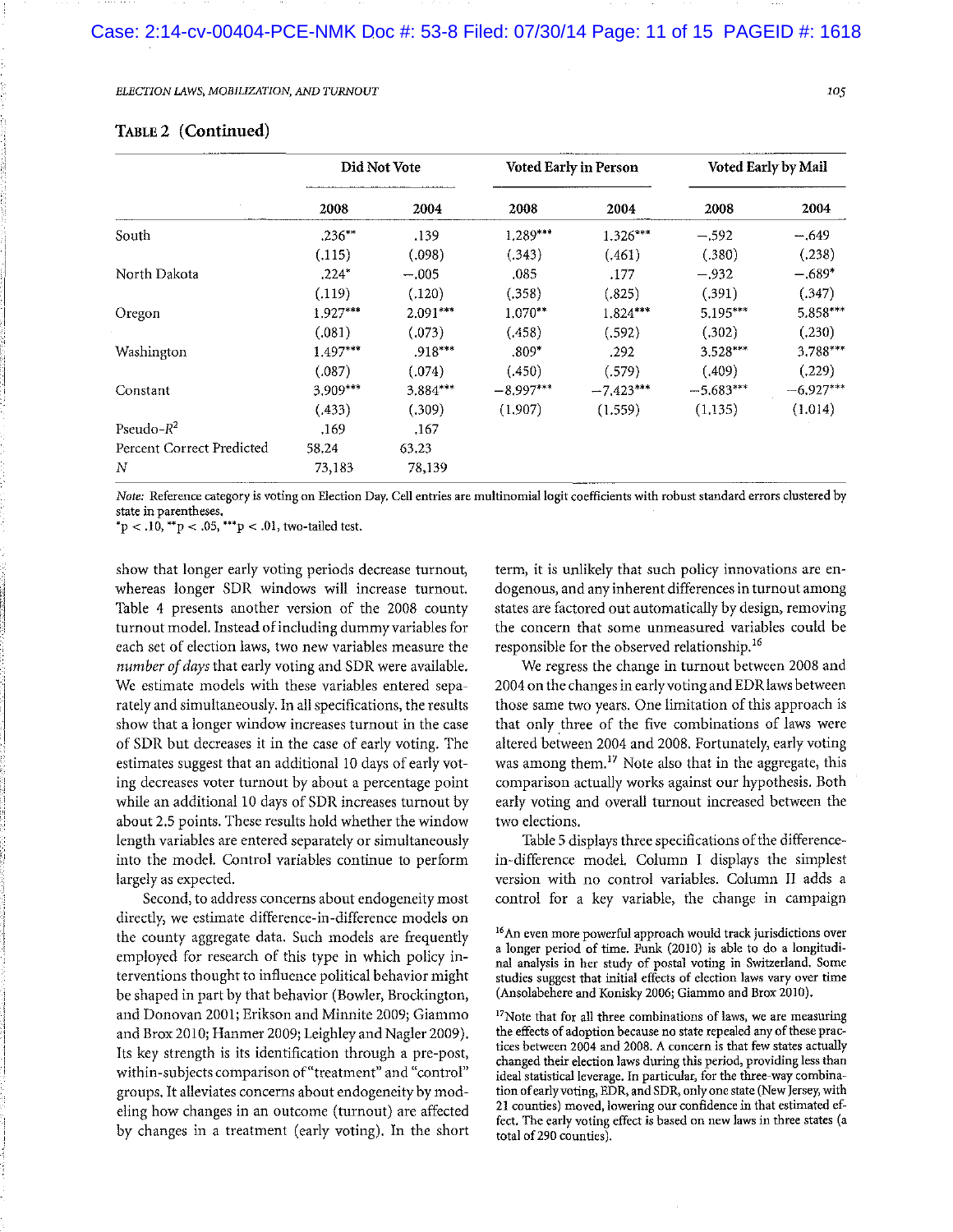**Table 2 (Continued)**

| | Did Not Vote | | Voted Early in Person | | Voted Early by Mail | |
|---|---|---|---|---|---|---|
| | 2008 | 2004 | 2008 | 2004 | 2008 | 2004 |
| South | .236** | .139 | 1.289*** | 1.326*** | −.592 | −.649 |
| | (.115) | (.098) | (.343) | (.461) | (.380) | (.238) |
| North Dakota | .224* | −.005 | .085 | .177 | −.932 | −.689* |
| | (.119) | (.120) | (.358) | (.825) | (.391) | (.347) |
| Oregon | 1.927*** | 2.091*** | 1.070** | 1.824*** | 5.195*** | 5.858*** |
| | (.081) | (.073) | (.458) | (.592) | (.302) | (.230) |
| Washington | 1.497*** | .918*** | .809* | .292 | 3.528*** | 3.788*** |
| | (.087) | (.074) | (.450) | (.579) | (.409) | (.229) |
| Constant | 3.909*** | 3.884*** | −8.997*** | −7.423*** | −5.683*** | −6.927*** |
| | (.433) | (.309) | (1.907) | (1.559) | (1.135) | (1.014) |
| Pseudo-$R^2$ | .169 | .167 | | | | |
| Percent Correct Predicted | 58.24 | 63.23 | | | | |
| $N$ | 73,183 | 78,139 | | | | |

*Note:* Reference category is voting on Election Day. Cell entries are multinomial logit coefficients with robust standard errors clustered by state in parentheses.
*p < .10, **p < .05, ***p < .01, two-tailed test.

show that longer early voting periods decrease turnout, whereas longer SDR windows will increase turnout. Table 4 presents another version of the 2008 county turnout model. Instead of including dummy variables for each set of election laws, two new variables measure the *number of days* that early voting and SDR were available. We estimate models with these variables entered separately and simultaneously. In all specifications, the results show that a longer window increases turnout in the case of SDR but decreases it in the case of early voting. The estimates suggest that an additional 10 days of early voting decreases voter turnout by about a percentage point while an additional 10 days of SDR increases turnout by about 2.5 points. These results hold whether the window length variables are entered separately or simultaneously into the model. Control variables continue to perform largely as expected.

Second, to address concerns about endogeneity most directly, we estimate difference-in-difference models on the county aggregate data. Such models are frequently employed for research of this type in which policy interventions thought to influence political behavior might be shaped in part by that behavior (Bowler, Brockington, and Donovan 2001; Erikson and Minnite 2009; Giammo and Brox 2010; Hanmer 2009; Leighley and Nagler 2009). Its key strength is its identification through a pre-post, within-subjects comparison of "treatment" and "control" groups. It alleviates concerns about endogeneity by modeling how changes in an outcome (turnout) are affected by changes in a treatment (early voting). In the short term, it is unlikely that such policy innovations are endogenous, and any inherent differences in turnout among states are factored out automatically by design, removing the concern that some unmeasured variables could be responsible for the observed relationship.[16]

We regress the change in turnout between 2008 and 2004 on the changes in early voting and EDR laws between those same two years. One limitation of this approach is that only three of the five combinations of laws were altered between 2004 and 2008. Fortunately, early voting was among them.[17] Note also that in the aggregate, this comparison actually works against our hypothesis. Both early voting and overall turnout increased between the two elections.

Table 5 displays three specifications of the difference-in-difference model. Column I displays the simplest version with no control variables. Column II adds a control for a key variable, the change in campaign

[16] An even more powerful approach would track jurisdictions over a longer period of time. Funk (2010) is able to do a longitudinal analysis in her study of postal voting in Switzerland. Some studies suggest that initial effects of election laws vary over time (Ansolabehere and Konisky 2006; Giammo and Brox 2010).

[17] Note that for all three combinations of laws, we are measuring the effects of adoption because no state repealed any of these practices between 2004 and 2008. A concern is that few states actually changed their election laws during this period, providing less than ideal statistical leverage. In particular, for the three-way combination of early voting, EDR, and SDR, only one state (New Jersey, with 21 counties) moved, lowering our confidence in that estimated effect. The early voting effect is based on new laws in three states (a total of 290 counties).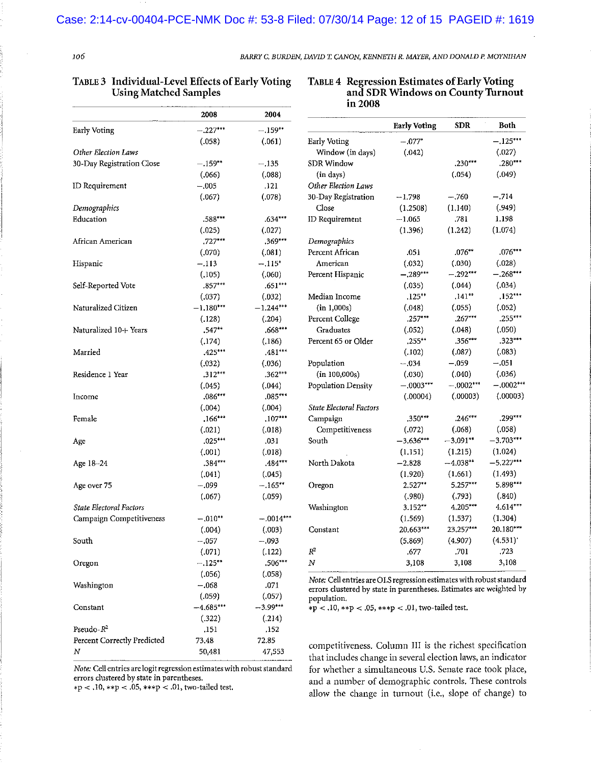**TABLE 3 Individual-Level Effects of Early Voting Using Matched Samples**

| | 2008 | 2004 |
|---|---|---|
| Early Voting | −.227*** | −.159** |
| | (.058) | (.061) |
| *Other Election Laws* | | |
| 30-Day Registration Close | −.159** | −.135 |
| | (.066) | (.088) |
| ID Requirement | −.005 | .121 |
| | (.067) | (.078) |
| *Demographics* | | |
| Education | .588*** | .634*** |
| | (.025) | (.027) |
| African American | .727*** | .369*** |
| | (.070) | (.081) |
| Hispanic | −.113 | −.115* |
| | (.105) | (.060) |
| Self-Reported Vote | .857*** | .651*** |
| | (.037) | (.032) |
| Naturalized Citizen | −1.180*** | −1.244*** |
| | (.128) | (.204) |
| Naturalized 10+ Years | .547** | .668*** |
| | (.174) | (.186) |
| Married | .425*** | .481*** |
| | (.032) | (.036) |
| Residence 1 Year | .312*** | .362*** |
| | (.045) | (.044) |
| Income | .086*** | .085*** |
| | (.004) | (.004) |
| Female | .166*** | .107*** |
| | (.021) | (.018) |
| Age | .025*** | .031 |
| | (.001) | (.018) |
| Age 18–24 | .384*** | .484*** |
| | (.041) | (.045) |
| Age over 75 | −.099 | −.165** |
| | (.067) | (.059) |
| *State Electoral Factors* | | |
| Campaign Competitiveness | −.010** | −.0014*** |
| | (.004) | (.003) |
| South | −.057 | −.093 |
| | (.071) | (.122) |
| Oregon | −.125** | .506*** |
| | (.056) | (.058) |
| Washington | −.068 | .071 |
| | (.059) | (.057) |
| Constant | −4.685*** | −3.99*** |
| | (.322) | (.214) |
| Pseudo-$R^2$ | .151 | .152 |
| Percent Correctly Predicted | 73.48 | 72.85 |
| N | 50,481 | 47,553 |

*Note:* Cell entries are logit regression estimates with robust standard errors clustered by state in parentheses.
*p < .10, **p < .05, ***p < .01, two-tailed test.

**TABLE 4 Regression Estimates of Early Voting and SDR Windows on County Turnout in 2008**

| | Early Voting | SDR | Both |
|---|---|---|---|
| Early Voting Window (in days) | −.077* | | −.125*** |
| | (.042) | | (.027) |
| SDR Window (in days) | | .230*** | .280*** |
| | | (.054) | (.049) |
| *Other Election Laws* | | | |
| 30-Day Registration Close | −1.798 | −.760 | −.714 |
| | (1.2508) | (1.140) | (.949) |
| ID Requirement | −1.065 | .781 | 1.198 |
| | (1.396) | (1.242) | (1.074) |
| *Demographics* | | | |
| Percent African American | .051 | .076** | .076*** |
| | (.032) | (.030) | (.028) |
| Percent Hispanic | −.289*** | −.292*** | −.268*** |
| | (.035) | (.044) | (.034) |
| Median Income (in 1,000s) | .125** | .141** | .152*** |
| | (.048) | (.055) | (.052) |
| Percent College Graduates | .257*** | .267*** | .255*** |
| | (.052) | (.048) | (.050) |
| Percent 65 or Older | .255** | .356*** | .323*** |
| | (.102) | (.087) | (.083) |
| Population (in 100,000s) | −.034 | −.059 | −.051 |
| | (.030) | (.040) | (.036) |
| Population Density | −.0003*** | −.0002*** | −.0002*** |
| | (.00004) | (.00003) | (.00003) |
| *State Electoral Factors* | | | |
| Campaign Competitiveness | .350*** | .246*** | .299*** |
| | (.072) | (.068) | (.058) |
| South | −3.636*** | −3.091** | −3.703*** |
| | (1.151) | (1.215) | (1.024) |
| North Dakota | −2.828 | −4.038** | −5.227*** |
| | (1.920) | (1.661) | (1.493) |
| Oregon | 2.527** | 5.257*** | 5.898*** |
| | (.980) | (.793) | (.840) |
| Washington | 3.152** | 4.205*** | 4.614*** |
| | (1.569) | (1.537) | (1.304) |
| Constant | 20.663*** | 23.257*** | 20.180*** |
| | (5.869) | (4.907) | (4.531) |
| $R^2$ | .677 | .701 | .723 |
| N | 3,108 | 3,108 | 3,108 |

*Note:* Cell entries are OLS regression estimates with robust standard errors clustered by state in parentheses. Estimates are weighted by population.
*p < .10, **p < .05, ***p < .01, two-tailed test.

competitiveness. Column III is the richest specification that includes change in several election laws, an indicator for whether a simultaneous U.S. Senate race took place, and a number of demographic controls. These controls allow the change in turnout (i.e., slope of change) to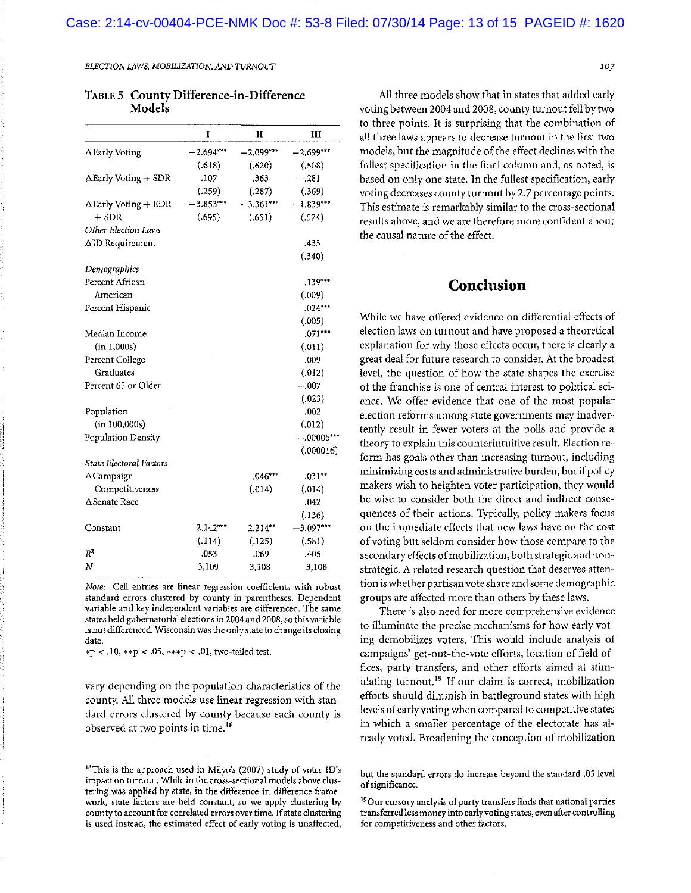Case: 2:14-cv-00404-PCE-NMK Doc #: 53-8 Filed: 07/30/14 Page: 13 of 15 PAGEID #: 1620

**TABLE 5 County Difference-in-Difference Models**

| | I | II | III |
|---|---|---|---|
| ΔEarly Voting | −2.694*** | −2.099*** | −2.699*** |
| | (.618) | (.620) | (.508) |
| ΔEarly Voting + SDR | .107 | .363 | −.281 |
| | (.259) | (.287) | (.369) |
| ΔEarly Voting + EDR + SDR | −3.853*** | −3.361*** | −1.839*** |
| | (.695) | (.651) | (.574) |
| *Other Election Laws* | | | |
| ΔID Requirement | | | .433 |
| | | | (.340) |
| *Demographics* | | | |
| Percent African American | | | .139*** |
| | | | (.009) |
| Percent Hispanic | | | .024*** |
| | | | (.005) |
| Median Income (in 1,000s) | | | .071*** |
| | | | (.011) |
| Percent College Graduates | | | .009 |
| | | | (.012) |
| Percent 65 or Older | | | −.007 |
| | | | (.023) |
| Population (in 100,000s) | | | .002 |
| | | | (.012) |
| Population Density | | | −.00005*** |
| | | | (.000016) |
| *State Electoral Factors* | | | |
| ΔCampaign Competitiveness | | .046*** | .031** |
| | | (.014) | (.014) |
| ΔSenate Race | | | .042 |
| | | | (.136) |
| Constant | 2.142*** | 2.214** | −3.097*** |
| | (.114) | (.125) | (.581) |
| $R^2$ | .053 | .069 | .405 |
| $N$ | 3,109 | 3,108 | 3,108 |

*Note:* Cell entries are linear regression coefficients with robust standard errors clustered by county in parentheses. Dependent variable and key independent variables are differenced. The same states held gubernatorial elections in 2004 and 2008, so this variable is not differenced. Wisconsin was the only state to change its closing date.
*p < .10, **p < .05, ***p < .01, two-tailed test.

vary depending on the population characteristics of the county. All three models use linear regression with standard errors clustered by county because each county is observed at two points in time.[18]

All three models show that in states that added early voting between 2004 and 2008, county turnout fell by two to three points. It is surprising that the combination of all three laws appears to decrease turnout in the first two models, but the magnitude of the effect declines with the fullest specification in the final column and, as noted, is based on only one state. In the fullest specification, early voting decreases county turnout by 2.7 percentage points. This estimate is remarkably similar to the cross-sectional results above, and we are therefore more confident about the causal nature of the effect.

## Conclusion

While we have offered evidence on differential effects of election laws on turnout and have proposed a theoretical explanation for why those effects occur, there is clearly a great deal for future research to consider. At the broadest level, the question of how the state shapes the exercise of the franchise is one of central interest to political science. We offer evidence that one of the most popular election reforms among state governments may inadvertently result in fewer voters at the polls and provide a theory to explain this counterintuitive result. Election reform has goals other than increasing turnout, including minimizing costs and administrative burden, but if policy makers wish to heighten voter participation, they would be wise to consider both the direct and indirect consequences of their actions. Typically, policy makers focus on the immediate effects that new laws have on the cost of voting but seldom consider how those compare to the secondary effects of mobilization, both strategic and nonstrategic. A related research question that deserves attention is whether partisan vote share and some demographic groups are affected more than others by these laws.

There is also need for more comprehensive evidence to illuminate the precise mechanisms for how early voting demobilizes voters. This would include analysis of campaigns' get-out-the-vote efforts, location of field offices, party transfers, and other efforts aimed at stimulating turnout.[19] If our claim is correct, mobilization efforts should diminish in battleground states with high levels of early voting when compared to competitive states in which a smaller percentage of the electorate has already voted. Broadening the conception of mobilization

[18] This is the approach used in Milyo's (2007) study of voter ID's impact on turnout. While in the cross-sectional models above clustering was applied by state, in the difference-in-difference framework, state factors are held constant, so we apply clustering by county to account for correlated errors over time. If state clustering is used instead, the estimated effect of early voting is unaffected, but the standard errors do increase beyond the standard .05 level of significance.

[19] Our cursory analysis of party transfers finds that national parties transferred less money into early voting states, even after controlling for competitiveness and other factors.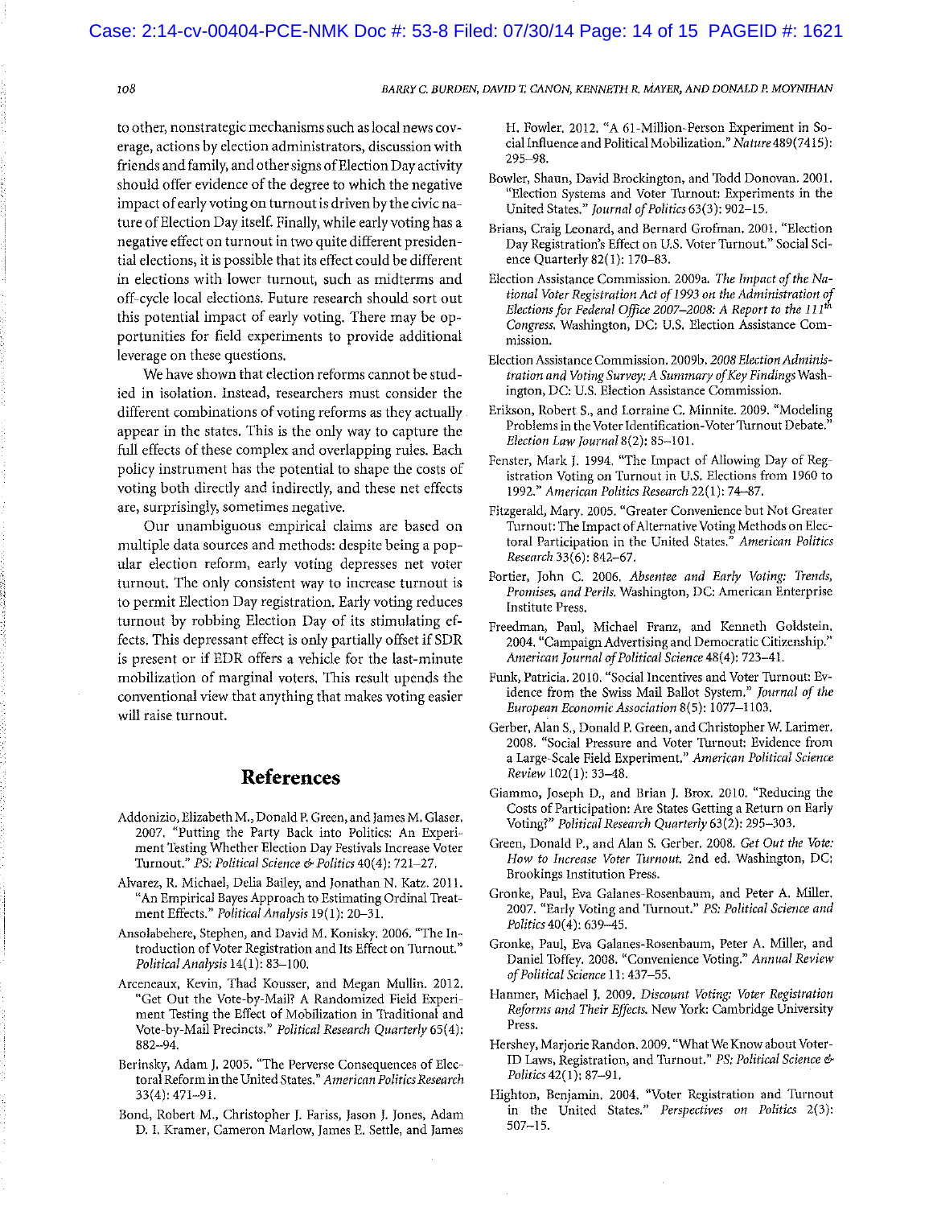to other, nonstrategic mechanisms such as local news coverage, actions by election administrators, discussion with friends and family, and other signs of Election Day activity should offer evidence of the degree to which the negative impact of early voting on turnout is driven by the civic nature of Election Day itself. Finally, while early voting has a negative effect on turnout in two quite different presidential elections, it is possible that its effect could be different in elections with lower turnout, such as midterms and off-cycle local elections. Future research should sort out this potential impact of early voting. There may be opportunities for field experiments to provide additional leverage on these questions.

We have shown that election reforms cannot be studied in isolation. Instead, researchers must consider the different combinations of voting reforms as they actually appear in the states. This is the only way to capture the full effects of these complex and overlapping rules. Each policy instrument has the potential to shape the costs of voting both directly and indirectly, and these net effects are, surprisingly, sometimes negative.

Our unambiguous empirical claims are based on multiple data sources and methods: despite being a popular election reform, early voting depresses net voter turnout. The only consistent way to increase turnout is to permit Election Day registration. Early voting reduces turnout by robbing Election Day of its stimulating effects. This depressant effect is only partially offset if SDR is present or if EDR offers a vehicle for the last-minute mobilization of marginal voters. This result upends the conventional view that anything that makes voting easier will raise turnout.

## References

Addonizio, Elizabeth M., Donald P. Green, and James M. Glaser. 2007. "Putting the Party Back into Politics: An Experiment Testing Whether Election Day Festivals Increase Voter Turnout." *PS: Political Science & Politics* 40(4): 721–27.

Alvarez, R. Michael, Delia Bailey, and Jonathan N. Katz. 2011. "An Empirical Bayes Approach to Estimating Ordinal Treatment Effects." *Political Analysis* 19(1): 20–31.

Ansolabehere, Stephen, and David M. Konisky. 2006. "The Introduction of Voter Registration and Its Effect on Turnout." *Political Analysis* 14(1): 83–100.

Arceneaux, Kevin, Thad Kousser, and Megan Mullin. 2012. "Get Out the Vote-by-Mail? A Randomized Field Experiment Testing the Effect of Mobilization in Traditional and Vote-by-Mail Precincts." *Political Research Quarterly* 65(4): 882–94.

Berinsky, Adam J. 2005. "The Perverse Consequences of Electoral Reform in the United States." *American Politics Research* 33(4): 471–91.

Bond, Robert M., Christopher J. Fariss, Jason J. Jones, Adam D. I. Kramer, Cameron Marlow, James E. Settle, and James H. Fowler. 2012. "A 61-Million-Person Experiment in Social Influence and Political Mobilization." *Nature* 489(7415): 295–98.

Bowler, Shaun, David Brockington, and Todd Donovan. 2001. "Election Systems and Voter Turnout: Experiments in the United States." *Journal of Politics* 63(3): 902–15.

Brians, Craig Leonard, and Bernard Grofman. 2001. "Election Day Registration's Effect on U.S. Voter Turnout." Social Science Quarterly 82(1): 170–83.

Election Assistance Commission. 2009a. *The Impact of the National Voter Registration Act of 1993 on the Administration of Elections for Federal Office 2007–2008: A Report to the 111th Congress.* Washington, DC: U.S. Election Assistance Commission.

Election Assistance Commission. 2009b. *2008 Election Administration and Voting Survey: A Summary of Key Findings* Washington, DC: U.S. Election Assistance Commission.

Erikson, Robert S., and Lorraine C. Minnite. 2009. "Modeling Problems in the Voter Identification-Voter Turnout Debate." *Election Law Journal* 8(2): 85–101.

Fenster, Mark J. 1994. "The Impact of Allowing Day of Registration Voting on Turnout in U.S. Elections from 1960 to 1992." *American Politics Research* 22(1): 74–87.

Fitzgerald, Mary. 2005. "Greater Convenience but Not Greater Turnout: The Impact of Alternative Voting Methods on Electoral Participation in the United States." *American Politics Research* 33(6): 842–67.

Fortier, John C. 2006. *Absentee and Early Voting: Trends, Promises, and Perils.* Washington, DC: American Enterprise Institute Press.

Freedman, Paul, Michael Franz, and Kenneth Goldstein. 2004. "Campaign Advertising and Democratic Citizenship." *American Journal of Political Science* 48(4): 723–41.

Funk, Patricia. 2010. "Social Incentives and Voter Turnout: Evidence from the Swiss Mail Ballot System." *Journal of the European Economic Association* 8(5): 1077–1103.

Gerber, Alan S., Donald P. Green, and Christopher W. Larimer. 2008. "Social Pressure and Voter Turnout: Evidence from a Large-Scale Field Experiment." *American Political Science Review* 102(1): 33–48.

Giammo, Joseph D., and Brian J. Brox. 2010. "Reducing the Costs of Participation: Are States Getting a Return on Early Voting?" *Political Research Quarterly* 63(2): 295–303.

Green, Donald P., and Alan S. Gerber. 2008. *Get Out the Vote: How to Increase Voter Turnout.* 2nd ed. Washington, DC: Brookings Institution Press.

Gronke, Paul, Eva Galanes-Rosenbaum, and Peter A. Miller. 2007. "Early Voting and Turnout." *PS: Political Science and Politics* 40(4): 639–45.

Gronke, Paul, Eva Galanes-Rosenbaum, Peter A. Miller, and Daniel Toffey. 2008. "Convenience Voting." *Annual Review of Political Science* 11: 437–55.

Hanmer, Michael J. 2009. *Discount Voting: Voter Registration Reforms and Their Effects.* New York: Cambridge University Press.

Hershey, Marjorie Randon. 2009. "What We Know about Voter-ID Laws, Registration, and Turnout." *PS: Political Science & Politics* 42(1): 87–91.

Highton, Benjamin. 2004. "Voter Registration and Turnout in the United States." *Perspectives on Politics* 2(3): 507–15.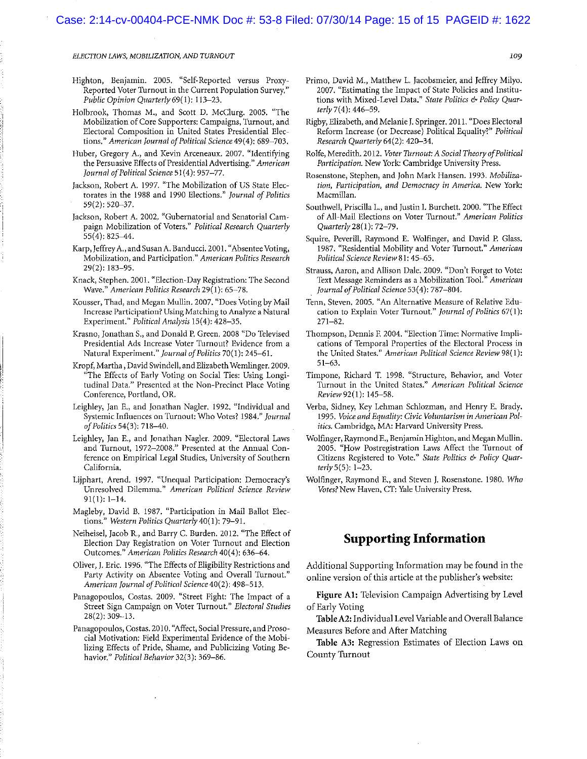Highton, Benjamin. 2005. "Self-Reported versus Proxy-Reported Voter Turnout in the Current Population Survey." *Public Opinion Quarterly* 69(1): 113–23.

Holbrook, Thomas M., and Scott D. McClurg. 2005. "The Mobilization of Core Supporters: Campaigns, Turnout, and Electoral Composition in United States Presidential Elections." *American Journal of Political Science* 49(4): 689–703.

Huber, Gregory A., and Kevin Arceneaux. 2007. "Identifying the Persuasive Effects of Presidential Advertising." *American Journal of Political Science* 51(4): 957–77.

Jackson, Robert A. 1997. "The Mobilization of US State Electorates in the 1988 and 1990 Elections." *Journal of Politics* 59(2): 520–37.

Jackson, Robert A. 2002. "Gubernatorial and Senatorial Campaign Mobilization of Voters." *Political Research Quarterly* 55(4): 825–44.

Karp, Jeffrey A., and Susan A. Banducci. 2001. "Absentee Voting, Mobilization, and Participation." *American Politics Research* 29(2): 183–95.

Knack, Stephen. 2001. "Election-Day Registration: The Second Wave." *American Politics Research* 29(1): 65–78.

Kousser, Thad, and Megan Mullin. 2007. "Does Voting by Mail Increase Participation? Using Matching to Analyze a Natural Experiment." *Political Analysis* 15(4): 428–35.

Krasno, Jonathan S., and Donald P. Green. 2008 "Do Televised Presidential Ads Increase Voter Turnout? Evidence from a Natural Experiment." *Journal of Politics* 70(1): 245–61.

Kropf, Martha, David Swindell, and Elizabeth Wemlinger. 2009. "The Effects of Early Voting on Social Ties: Using Longitudinal Data." Presented at the Non-Precinct Place Voting Conference, Portland, OR.

Leighley, Jan E., and Jonathan Nagler. 1992. "Individual and Systemic Influences on Turnout: Who Votes? 1984." *Journal of Politics* 54(3): 718–40.

Leighley, Jan E., and Jonathan Nagler. 2009. "Electoral Laws and Turnout, 1972–2008." Presented at the Annual Conference on Empirical Legal Studies, University of Southern California.

Lijphart, Arend. 1997. "Unequal Participation: Democracy's Unresolved Dilemma." *American Political Science Review* 91(1): 1–14.

Magleby, David B. 1987. "Participation in Mail Ballot Elections." *Western Politics Quarterly* 40(1): 79–91.

Neiheisel, Jacob R., and Barry C. Burden. 2012. "The Effect of Election Day Registration on Voter Turnout and Election Outcomes." *American Politics Research* 40(4): 636–64.

Oliver, J. Eric. 1996. "The Effects of Eligibility Restrictions and Party Activity on Absentee Voting and Overall Turnout." *American Journal of Political Science* 40(2): 498–513.

Panagopoulos, Costas. 2009. "Street Fight: The Impact of a Street Sign Campaign on Voter Turnout." *Electoral Studies* 28(2): 309–13.

Panagopoulos, Costas. 2010. "Affect, Social Pressure, and Prosocial Motivation: Field Experimental Evidence of the Mobilizing Effects of Pride, Shame, and Publicizing Voting Behavior." *Political Behavior* 32(3): 369–86.

Primo, David M., Matthew L. Jacobsmeier, and Jeffrey Milyo. 2007. "Estimating the Impact of State Policies and Institutions with Mixed-Level Data." *State Politics & Policy Quarterly* 7(4): 446–59.

Rigby, Elizabeth, and Melanie J. Springer. 2011. "Does Electoral Reform Increase (or Decrease) Political Equality?" *Political Research Quarterly* 64(2): 420–34.

Rolfe, Meredith. 2012. *Voter Turnout: A Social Theory of Political Participation.* New York: Cambridge University Press.

Rosenstone, Stephen, and John Mark Hansen. 1993. *Mobilization, Participation, and Democracy in America.* New York: Macmillan.

Southwell, Priscilla L., and Justin I. Burchett. 2000. "The Effect of All-Mail Elections on Voter Turnout." *American Politics Quarterly* 28(1): 72–79.

Squire, Peverill, Raymond E. Wolfinger, and David P. Glass. 1987. "Residential Mobility and Voter Turnout." *American Political Science Review* 81: 45–65.

Strauss, Aaron, and Allison Dale. 2009. "Don't Forget to Vote: Text Message Reminders as a Mobilization Tool." *American Journal of Political Science* 53(4): 787–804.

Tenn, Steven. 2005. "An Alternative Measure of Relative Education to Explain Voter Turnout." *Journal of Politics* 67(1): 271–82.

Thompson, Dennis F. 2004. "Election Time: Normative Implications of Temporal Properties of the Electoral Process in the United States." *American Political Science Review* 98(1): 51–63.

Timpone, Richard T. 1998. "Structure, Behavior, and Voter Turnout in the United States." *American Political Science Review* 92(1): 145–58.

Verba, Sidney, Key Lehman Schlozman, and Henry E. Brady. 1995. *Voice and Equality: Civic Voluntarism in American Politics.* Cambridge, MA: Harvard University Press.

Wolfinger, Raymond E., Benjamin Highton, and Megan Mullin. 2005. "How Postregistration Laws Affect the Turnout of Citizens Registered to Vote." *State Politics & Policy Quarterly* 5(5): 1–23.

Wolfinger, Raymond E., and Steven J. Rosenstone. 1980. *Who Votes?* New Haven, CT: Yale University Press.

## Supporting Information

Additional Supporting Information may be found in the online version of this article at the publisher's website:

**Figure A1:** Television Campaign Advertising by Level of Early Voting

**Table A2:** Individual Level Variable and Overall Balance Measures Before and After Matching

**Table A3:** Regression Estimates of Election Laws on County Turnout